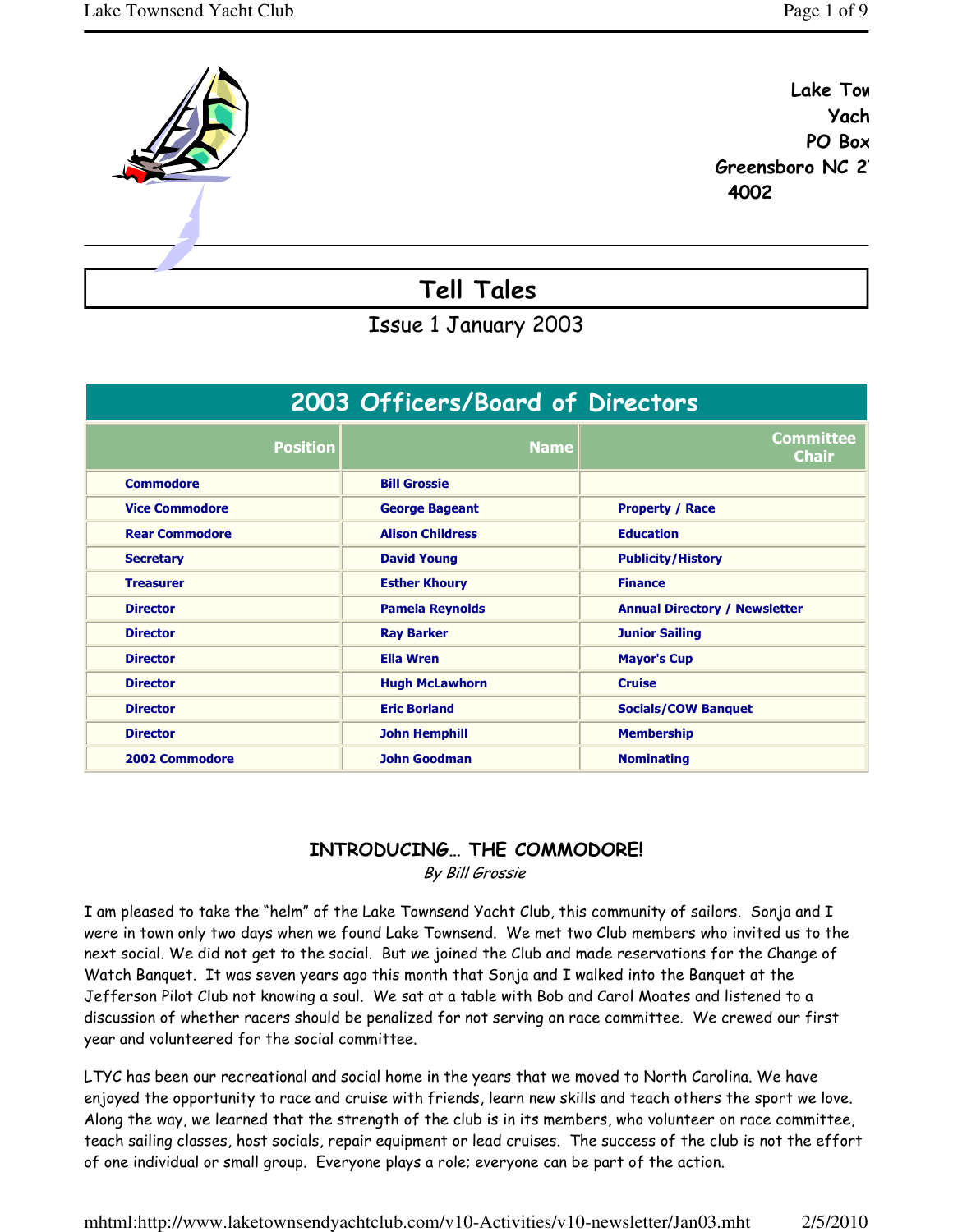Lake Tow
Yach
PO Box
Greensboro NC 2
4002

# Tell Tales

Issue 1 January 2003

## 2003 Officers/Board of Directors

| Position | Name | Committee Chair |
| --- | --- | --- |
| Commodore | Bill Grossie | |
| Vice Commodore | George Bageant | Property / Race |
| Rear Commodore | Alison Childress | Education |
| Secretary | David Young | Publicity/History |
| Treasurer | Esther Khoury | Finance |
| Director | Pamela Reynolds | Annual Directory / Newsletter |
| Director | Ray Barker | Junior Sailing |
| Director | Ella Wren | Mayor's Cup |
| Director | Hugh McLawhorn | Cruise |
| Director | Eric Borland | Socials/COW Banquet |
| Director | John Hemphill | Membership |
| 2002 Commodore | John Goodman | Nominating |

### INTRODUCING… THE COMMODORE!

*By Bill Grossie*

I am pleased to take the "helm" of the Lake Townsend Yacht Club, this community of sailors. Sonja and I were in town only two days when we found Lake Townsend. We met two Club members who invited us to the next social. We did not get to the social. But we joined the Club and made reservations for the Change of Watch Banquet. It was seven years ago this month that Sonja and I walked into the Banquet at the Jefferson Pilot Club not knowing a soul. We sat at a table with Bob and Carol Moates and listened to a discussion of whether racers should be penalized for not serving on race committee. We crewed our first year and volunteered for the social committee.

LTYC has been our recreational and social home in the years that we moved to North Carolina. We have enjoyed the opportunity to race and cruise with friends, learn new skills and teach others the sport we love. Along the way, we learned that the strength of the club is in its members, who volunteer on race committee, teach sailing classes, host socials, repair equipment or lead cruises. The success of the club is not the effort of one individual or small group. Everyone plays a role; everyone can be part of the action.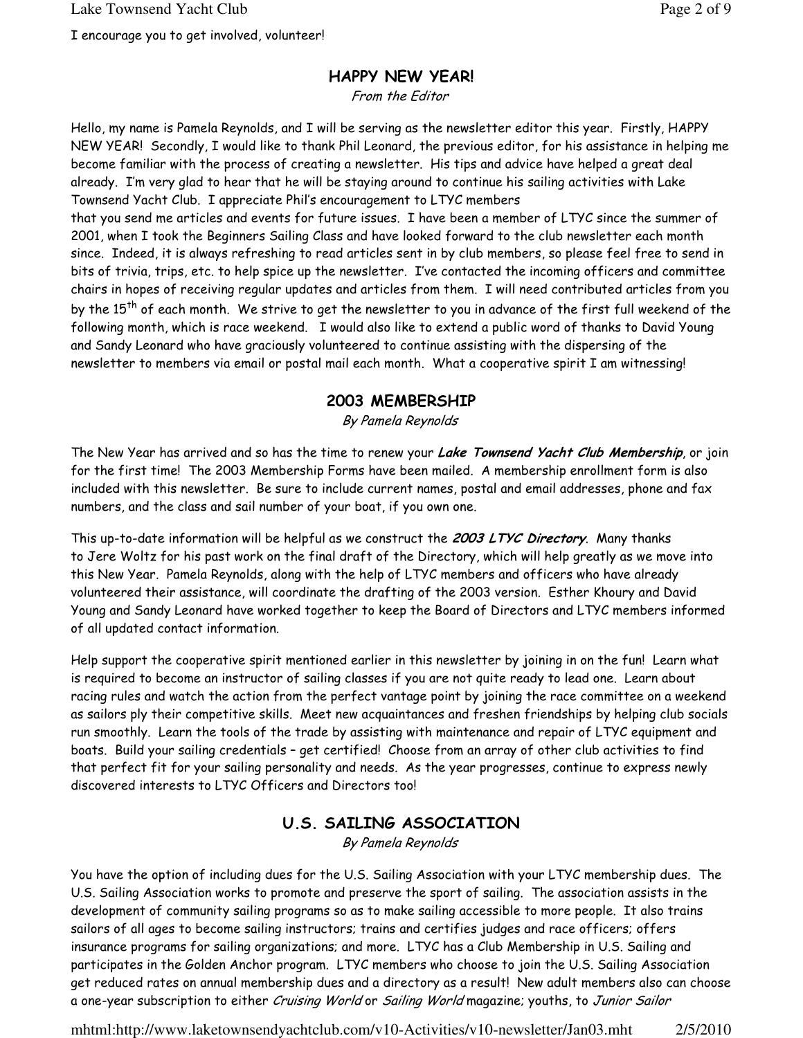I encourage you to get involved, volunteer!

## HAPPY NEW YEAR!

*From the Editor*

Hello, my name is Pamela Reynolds, and I will be serving as the newsletter editor this year. Firstly, HAPPY NEW YEAR! Secondly, I would like to thank Phil Leonard, the previous editor, for his assistance in helping me become familiar with the process of creating a newsletter. His tips and advice have helped a great deal already. I'm very glad to hear that he will be staying around to continue his sailing activities with Lake Townsend Yacht Club. I appreciate Phil's encouragement to LTYC members that you send me articles and events for future issues. I have been a member of LTYC since the summer of 2001, when I took the Beginners Sailing Class and have looked forward to the club newsletter each month since. Indeed, it is always refreshing to read articles sent in by club members, so please feel free to send in bits of trivia, trips, etc. to help spice up the newsletter. I've contacted the incoming officers and committee chairs in hopes of receiving regular updates and articles from them. I will need contributed articles from you by the 15th of each month. We strive to get the newsletter to you in advance of the first full weekend of the following month, which is race weekend. I would also like to extend a public word of thanks to David Young and Sandy Leonard who have graciously volunteered to continue assisting with the dispersing of the newsletter to members via email or postal mail each month. What a cooperative spirit I am witnessing!

## 2003 MEMBERSHIP

*By Pamela Reynolds*

The New Year has arrived and so has the time to renew your ***Lake Townsend Yacht Club Membership***, or join for the first time! The 2003 Membership Forms have been mailed. A membership enrollment form is also included with this newsletter. Be sure to include current names, postal and email addresses, phone and fax numbers, and the class and sail number of your boat, if you own one.

This up-to-date information will be helpful as we construct the ***2003 LTYC Directory***. Many thanks to Jere Woltz for his past work on the final draft of the Directory, which will help greatly as we move into this New Year. Pamela Reynolds, along with the help of LTYC members and officers who have already volunteered their assistance, will coordinate the drafting of the 2003 version. Esther Khoury and David Young and Sandy Leonard have worked together to keep the Board of Directors and LTYC members informed of all updated contact information.

Help support the cooperative spirit mentioned earlier in this newsletter by joining in on the fun! Learn what is required to become an instructor of sailing classes if you are not quite ready to lead one. Learn about racing rules and watch the action from the perfect vantage point by joining the race committee on a weekend as sailors ply their competitive skills. Meet new acquaintances and freshen friendships by helping club socials run smoothly. Learn the tools of the trade by assisting with maintenance and repair of LTYC equipment and boats. Build your sailing credentials – get certified! Choose from an array of other club activities to find that perfect fit for your sailing personality and needs. As the year progresses, continue to express newly discovered interests to LTYC Officers and Directors too!

## U.S. SAILING ASSOCIATION

*By Pamela Reynolds*

You have the option of including dues for the U.S. Sailing Association with your LTYC membership dues. The U.S. Sailing Association works to promote and preserve the sport of sailing. The association assists in the development of community sailing programs so as to make sailing accessible to more people. It also trains sailors of all ages to become sailing instructors; trains and certifies judges and race officers; offers insurance programs for sailing organizations; and more. LTYC has a Club Membership in U.S. Sailing and participates in the Golden Anchor program. LTYC members who choose to join the U.S. Sailing Association get reduced rates on annual membership dues and a directory as a result! New adult members also can choose a one-year subscription to either *Cruising World* or *Sailing World* magazine; youths, to *Junior Sailor*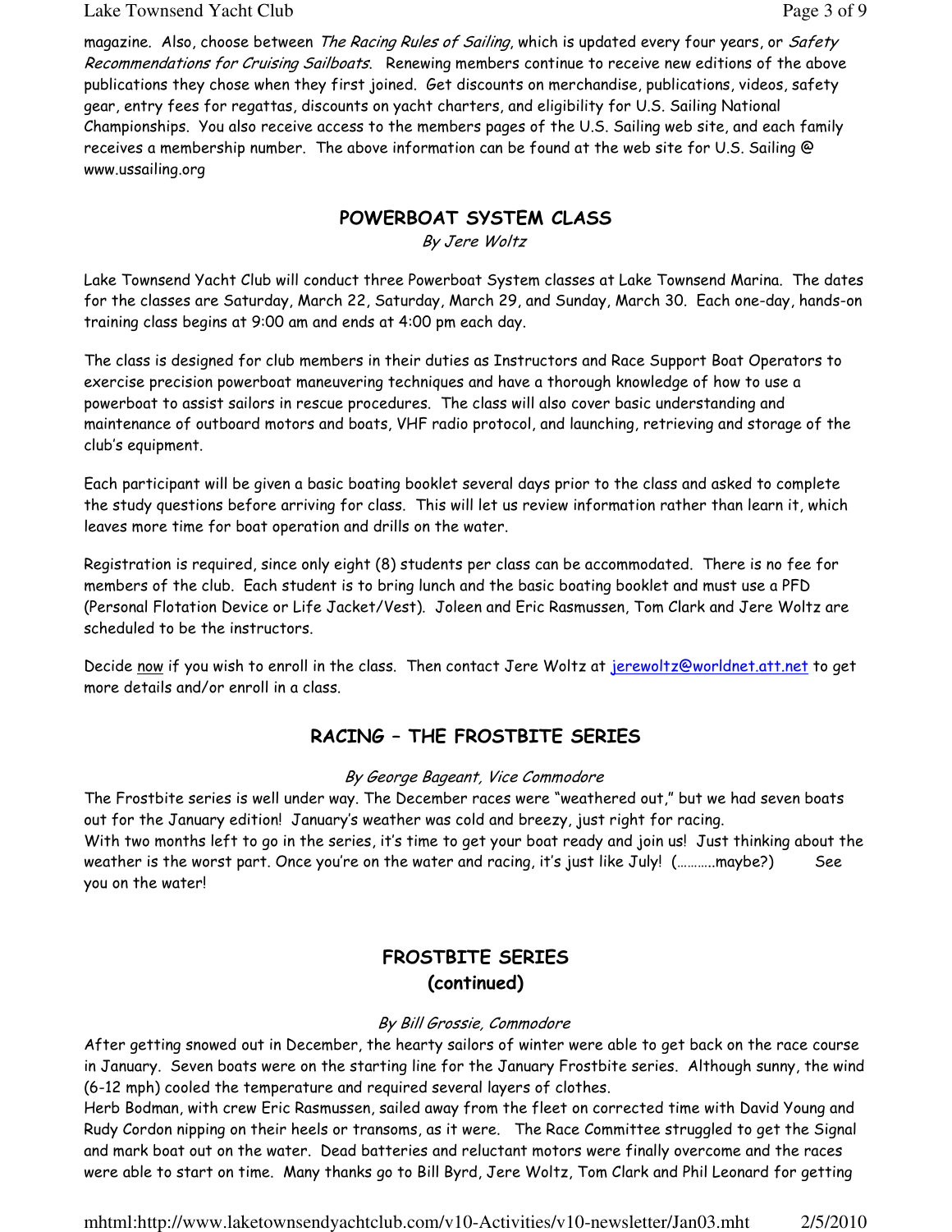magazine. Also, choose between *The Racing Rules of Sailing*, which is updated every four years, or *Safety Recommendations for Cruising Sailboats*. Renewing members continue to receive new editions of the above publications they chose when they first joined. Get discounts on merchandise, publications, videos, safety gear, entry fees for regattas, discounts on yacht charters, and eligibility for U.S. Sailing National Championships. You also receive access to the members pages of the U.S. Sailing web site, and each family receives a membership number. The above information can be found at the web site for U.S. Sailing @ www.ussailing.org

## POWERBOAT SYSTEM CLASS

*By Jere Woltz*

Lake Townsend Yacht Club will conduct three Powerboat System classes at Lake Townsend Marina. The dates for the classes are Saturday, March 22, Saturday, March 29, and Sunday, March 30. Each one-day, hands-on training class begins at 9:00 am and ends at 4:00 pm each day.

The class is designed for club members in their duties as Instructors and Race Support Boat Operators to exercise precision powerboat maneuvering techniques and have a thorough knowledge of how to use a powerboat to assist sailors in rescue procedures. The class will also cover basic understanding and maintenance of outboard motors and boats, VHF radio protocol, and launching, retrieving and storage of the club's equipment.

Each participant will be given a basic boating booklet several days prior to the class and asked to complete the study questions before arriving for class. This will let us review information rather than learn it, which leaves more time for boat operation and drills on the water.

Registration is required, since only eight (8) students per class can be accommodated. There is no fee for members of the club. Each student is to bring lunch and the basic boating booklet and must use a PFD (Personal Flotation Device or Life Jacket/Vest). Joleen and Eric Rasmussen, Tom Clark and Jere Woltz are scheduled to be the instructors.

Decide now if you wish to enroll in the class. Then contact Jere Woltz at jerewoltz@worldnet.att.net to get more details and/or enroll in a class.

## RACING – THE FROSTBITE SERIES

*By George Bageant, Vice Commodore*

The Frostbite series is well under way. The December races were "weathered out," but we had seven boats out for the January edition! January's weather was cold and breezy, just right for racing.
With two months left to go in the series, it's time to get your boat ready and join us! Just thinking about the weather is the worst part. Once you're on the water and racing, it's just like July! (………..maybe?) See you on the water!

## FROSTBITE SERIES (continued)

*By Bill Grossie, Commodore*

After getting snowed out in December, the hearty sailors of winter were able to get back on the race course in January. Seven boats were on the starting line for the January Frostbite series. Although sunny, the wind (6-12 mph) cooled the temperature and required several layers of clothes.
Herb Bodman, with crew Eric Rasmussen, sailed away from the fleet on corrected time with David Young and Rudy Cordon nipping on their heels or transoms, as it were. The Race Committee struggled to get the Signal and mark boat out on the water. Dead batteries and reluctant motors were finally overcome and the races were able to start on time. Many thanks go to Bill Byrd, Jere Woltz, Tom Clark and Phil Leonard for getting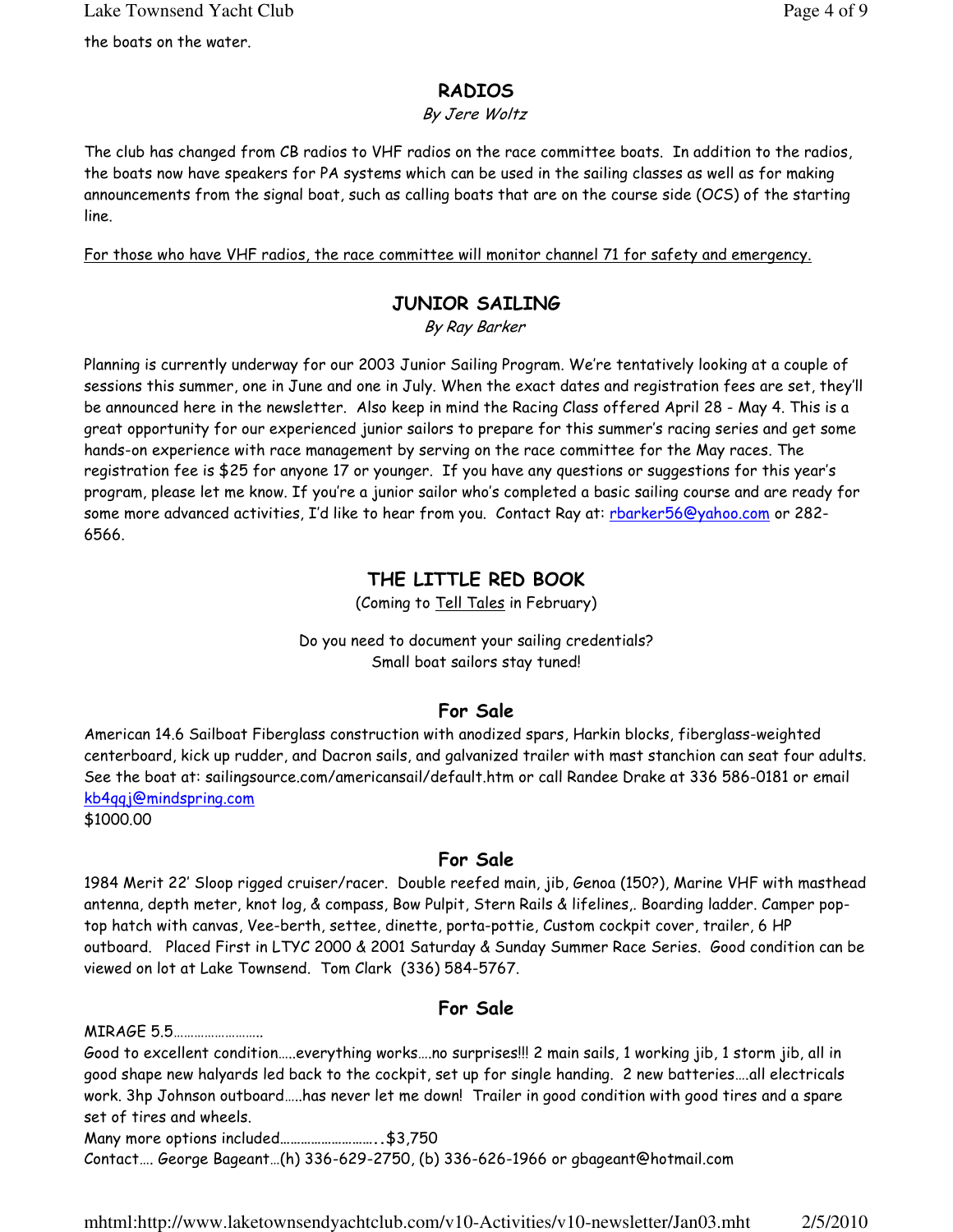the boats on the water.

## RADIOS

*By Jere Woltz*

The club has changed from CB radios to VHF radios on the race committee boats. In addition to the radios, the boats now have speakers for PA systems which can be used in the sailing classes as well as for making announcements from the signal boat, such as calling boats that are on the course side (OCS) of the starting line.

<u>For those who have VHF radios, the race committee will monitor channel 71 for safety and emergency.</u>

## JUNIOR SAILING

*By Ray Barker*

Planning is currently underway for our 2003 Junior Sailing Program. We're tentatively looking at a couple of sessions this summer, one in June and one in July. When the exact dates and registration fees are set, they'll be announced here in the newsletter. Also keep in mind the Racing Class offered April 28 - May 4. This is a great opportunity for our experienced junior sailors to prepare for this summer's racing series and get some hands-on experience with race management by serving on the race committee for the May races. The registration fee is $25 for anyone 17 or younger. If you have any questions or suggestions for this year's program, please let me know. If you're a junior sailor who's completed a basic sailing course and are ready for some more advanced activities, I'd like to hear from you. Contact Ray at: rbarker56@yahoo.com or 282-6566.

## THE LITTLE RED BOOK

(Coming to <u>Tell Tales</u> in February)

Do you need to document your sailing credentials?
Small boat sailors stay tuned!

## For Sale

American 14.6 Sailboat Fiberglass construction with anodized spars, Harkin blocks, fiberglass-weighted centerboard, kick up rudder, and Dacron sails, and galvanized trailer with mast stanchion can seat four adults. See the boat at: sailingsource.com/americansail/default.htm or call Randee Drake at 336 586-0181 or email kb4qqj@mindspring.com
$1000.00

## For Sale

1984 Merit 22' Sloop rigged cruiser/racer. Double reefed main, jib, Genoa (150?), Marine VHF with masthead antenna, depth meter, knot log, & compass, Bow Pulpit, Stern Rails & lifelines,. Boarding ladder. Camper pop-top hatch with canvas, Vee-berth, settee, dinette, porta-pottie, Custom cockpit cover, trailer, 6 HP outboard. Placed First in LTYC 2000 & 2001 Saturday & Sunday Summer Race Series. Good condition can be viewed on lot at Lake Townsend. Tom Clark (336) 584-5767.

## For Sale

MIRAGE 5.5………………………
Good to excellent condition…..everything works….no surprises!!! 2 main sails, 1 working jib, 1 storm jib, all in good shape new halyards led back to the cockpit, set up for single handing. 2 new batteries….all electricals work. 3hp Johnson outboard…..has never let me down! Trailer in good condition with good tires and a spare set of tires and wheels.
Many more options included………………………..$3,750
Contact…. George Bageant…(h) 336-629-2750, (b) 336-626-1966 or gbageant@hotmail.com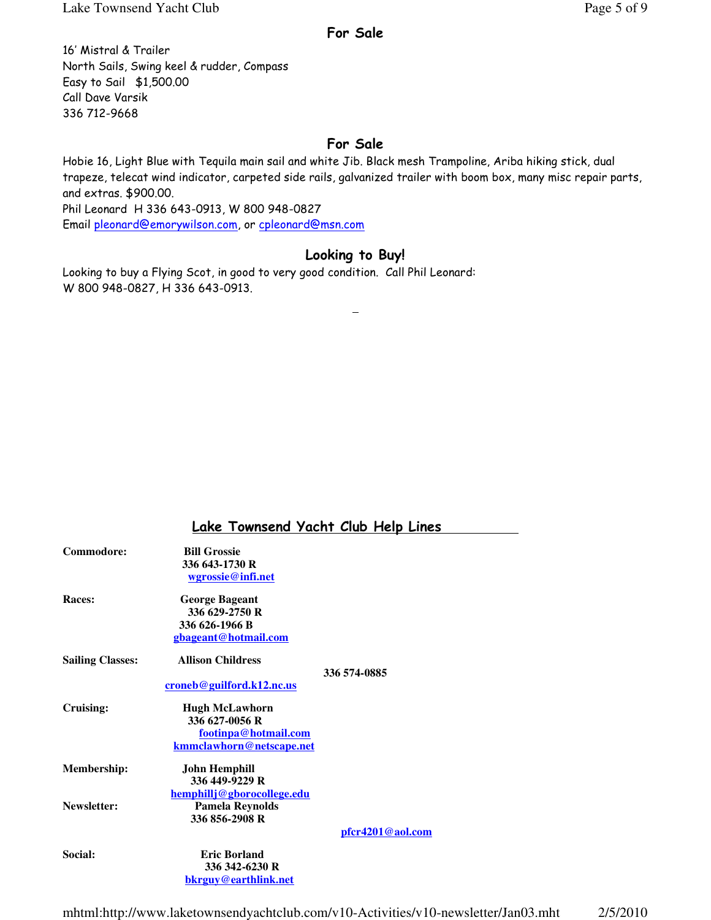## For Sale

16' Mistral & Trailer
North Sails, Swing keel & rudder, Compass
Easy to Sail $1,500.00
Call Dave Varsik
336 712-9668

## For Sale

Hobie 16, Light Blue with Tequila main sail and white Jib. Black mesh Trampoline, Ariba hiking stick, dual trapeze, telecat wind indicator, carpeted side rails, galvanized trailer with boom box, many misc repair parts, and extras. $900.00.
Phil Leonard H 336 643-0913, W 800 948-0827
Email pleonard@emorywilson.com, or cpleonard@msn.com

## Looking to Buy!

Looking to buy a Flying Scot, in good to very good condition. Call Phil Leonard:
W 800 948-0827, H 336 643-0913.

## Lake Townsend Yacht Club Help Lines

| | |
|---|---|
| **Commodore:** | **Bill Grossie**<br>**336 643-1730 R**<br>**wgrossie@infi.net** |
| **Races:** | **George Bageant**<br>**336 629-2750 R**<br>**336 626-1966 B**<br>**gbageant@hotmail.com** |
| **Sailing Classes:** | **Allison Childress**<br>**336 574-0885**<br>**croneb@guilford.k12.nc.us** |
| **Cruising:** | **Hugh McLawhorn**<br>**336 627-0056 R**<br>**footinpa@hotmail.com**<br>**kmmclawhorn@netscape.net** |
| **Membership:** | **John Hemphill**<br>**336 449-9229 R**<br>**hemphillj@gborocollege.edu** |
| **Newsletter:** | **Pamela Reynolds**<br>**336 856-2908 R**<br>**pfcr4201@aol.com** |
| **Social:** | **Eric Borland**<br>**336 342-6230 R**<br>**bkrguy@earthlink.net** |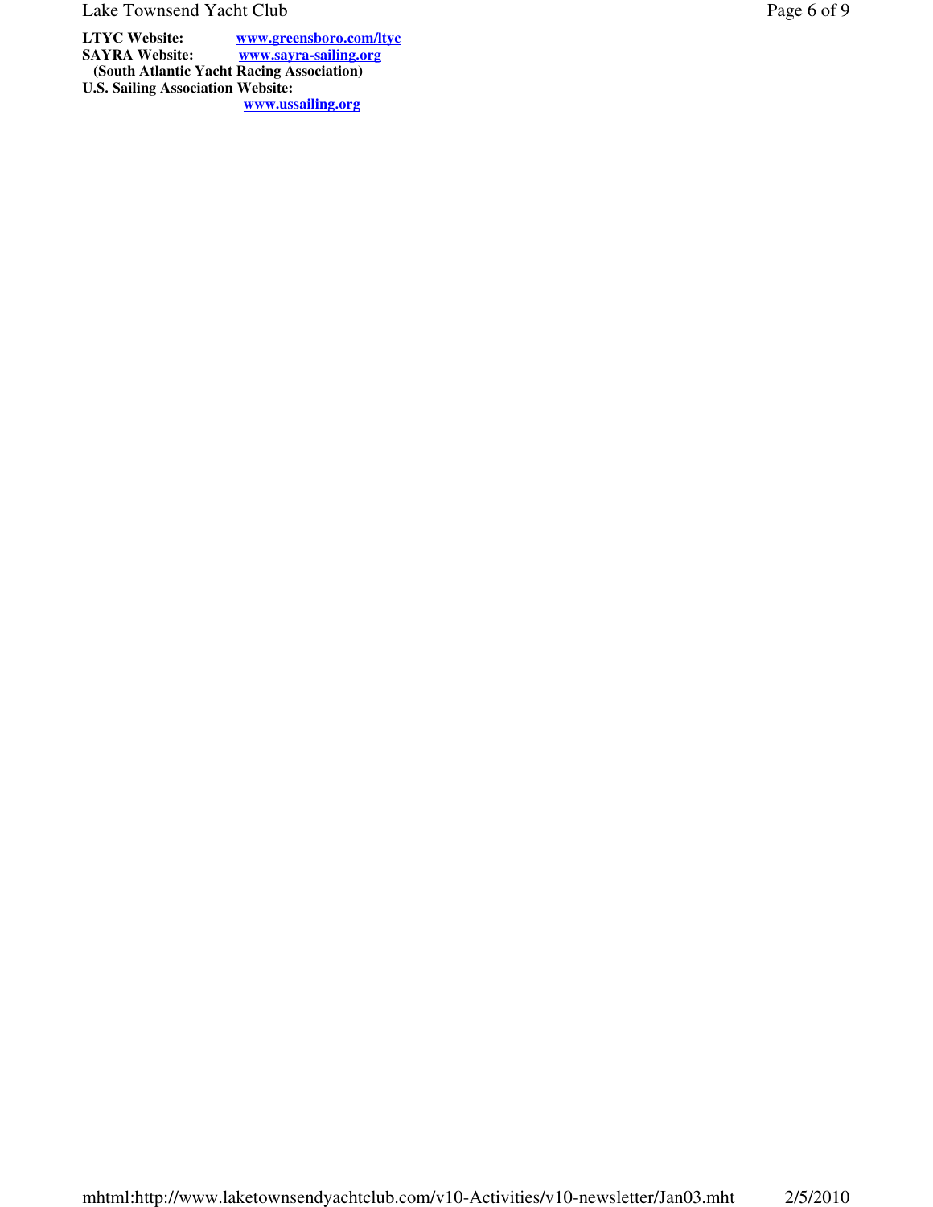**LTYC Website:** **www.greensboro.com/ltyc**
**SAYRA Website:** **www.sayra-sailing.org**
**(South Atlantic Yacht Racing Association)**
**U.S. Sailing Association Website:**
**www.ussailing.org**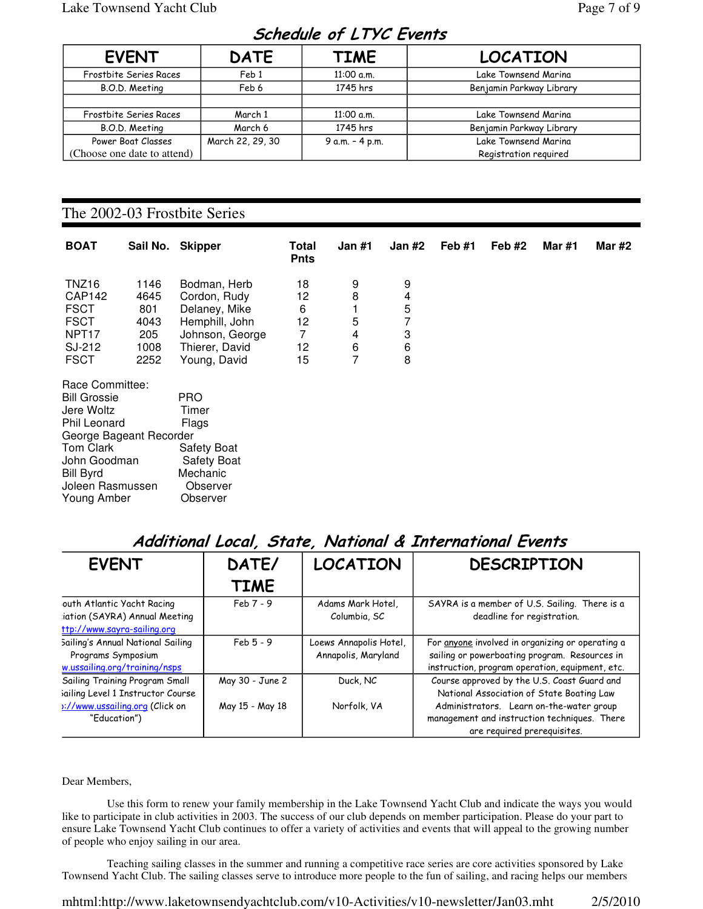## Schedule of LTYC Events

| EVENT | DATE | TIME | LOCATION |
|---|---|---|---|
| Frostbite Series Races | Feb 1 | 11:00 a.m. | Lake Townsend Marina |
| B.O.D. Meeting | Feb 6 | 1745 hrs | Benjamin Parkway Library |
| | | | |
| Frostbite Series Races | March 1 | 11:00 a.m. | Lake Townsend Marina |
| B.O.D. Meeting | March 6 | 1745 hrs | Benjamin Parkway Library |
| Power Boat Classes (Choose one date to attend) | March 22, 29, 30 | 9 a.m. - 4 p.m. | Lake Townsend Marina Registration required |

## The 2002-03 Frostbite Series

| BOAT | Sail No. | Skipper | Total Pnts | Jan #1 | Jan #2 | Feb #1 | Feb #2 | Mar #1 | Mar #2 |
|---|---|---|---|---|---|---|---|---|---|
| TNZ16 | 1146 | Bodman, Herb | 18 | 9 | 9 | | | | |
| CAP142 | 4645 | Cordon, Rudy | 12 | 8 | 4 | | | | |
| FSCT | 801 | Delaney, Mike | 6 | 1 | 5 | | | | |
| FSCT | 4043 | Hemphill, John | 12 | 5 | 7 | | | | |
| NPT17 | 205 | Johnson, George | 7 | 4 | 3 | | | | |
| SJ-212 | 1008 | Thierer, David | 12 | 6 | 6 | | | | |
| FSCT | 2252 | Young, David | 15 | 7 | 8 | | | | |

Race Committee:

| | |
|---|---|
| Bill Grossie | PRO |
| Jere Woltz | Timer |
| Phil Leonard | Flags |
| George Bageant | Recorder |
| Tom Clark | Safety Boat |
| John Goodman | Safety Boat |
| Bill Byrd | Mechanic |
| Joleen Rasmussen | Observer |
| Young Amber | Observer |

## Additional Local, State, National & International Events

| EVENT | DATE/ TIME | LOCATION | DESCRIPTION |
|---|---|---|---|
| outh Atlantic Yacht Racing iation (SAYRA) Annual Meeting ttp://www.sayra-sailing.org | Feb 7 - 9 | Adams Mark Hotel, Columbia, SC | SAYRA is a member of U.S. Sailing. There is a deadline for registration. |
| Sailing's Annual National Sailing Programs Symposium w.ussailing.org/training/nsps | Feb 5 - 9 | Loews Annapolis Hotel, Annapolis, Maryland | For anyone involved in organizing or operating a sailing or powerboating program. Resources in instruction, program operation, equipment, etc. |
| Sailing Training Program Small Sailing Level 1 Instructor Course ://www.ussailing.org (Click on "Education") | May 30 - June 2<br><br>May 15 - May 18 | Duck, NC<br><br>Norfolk, VA | Course approved by the U.S. Coast Guard and National Association of State Boating Law Administrators. Learn on-the-water group management and instruction techniques. There are required prerequisites. |

Dear Members,

Use this form to renew your family membership in the Lake Townsend Yacht Club and indicate the ways you would like to participate in club activities in 2003. The success of our club depends on member participation. Please do your part to ensure Lake Townsend Yacht Club continues to offer a variety of activities and events that will appeal to the growing number of people who enjoy sailing in our area.

Teaching sailing classes in the summer and running a competitive race series are core activities sponsored by Lake Townsend Yacht Club. The sailing classes serve to introduce more people to the fun of sailing, and racing helps our members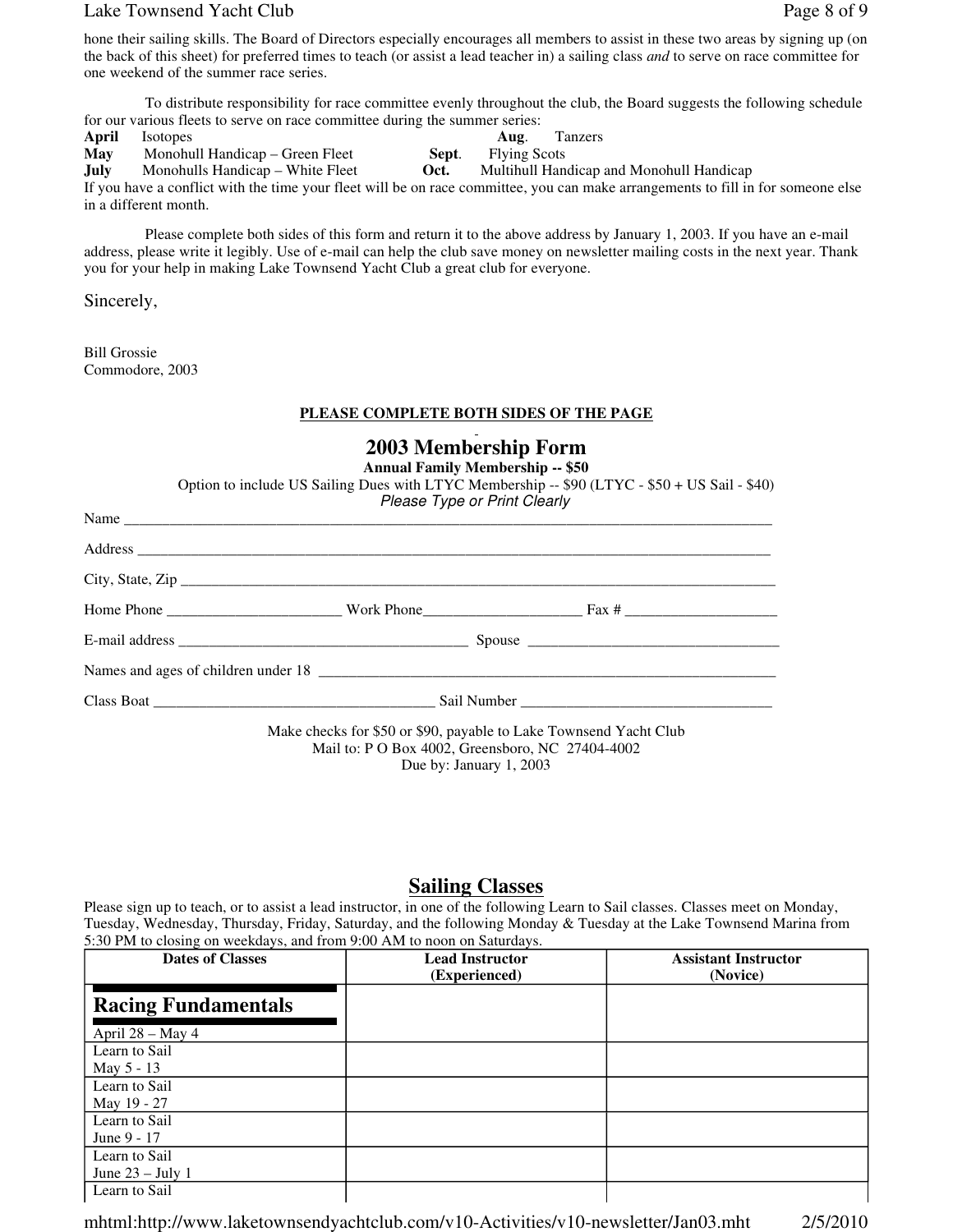hone their sailing skills. The Board of Directors especially encourages all members to assist in these two areas by signing up (on the back of this sheet) for preferred times to teach (or assist a lead teacher in) a sailing class *and* to serve on race committee for one weekend of the summer race series.

To distribute responsibility for race committee evenly throughout the club, the Board suggests the following schedule for our various fleets to serve on race committee during the summer series:

**April** Isotopes
**May** Monohull Handicap – Green Fleet
**July** Monohulls Handicap – White Fleet
**Aug**. Tanzers
**Sept**. Flying Scots
**Oct.** Multihull Handicap and Monohull Handicap

If you have a conflict with the time your fleet will be on race committee, you can make arrangements to fill in for someone else in a different month.

Please complete both sides of this form and return it to the above address by January 1, 2003. If you have an e-mail address, please write it legibly. Use of e-mail can help the club save money on newsletter mailing costs in the next year. Thank you for your help in making Lake Townsend Yacht Club a great club for everyone.

Sincerely,

Bill Grossie
Commodore, 2003

**PLEASE COMPLETE BOTH SIDES OF THE PAGE**

## 2003 Membership Form

**Annual Family Membership -- $50**

Option to include US Sailing Dues with LTYC Membership -- $90 (LTYC - $50 + US Sail - $40)

*Please Type or Print Clearly*

Name ______________________________________________

Address ______________________________________________

City, State, Zip ______________________________________________

Home Phone ______________ Work Phone______________ Fax # ______________

E-mail address ______________________ Spouse ______________________

Names and ages of children under 18 ______________________________________

Class Boat ______________________ Sail Number ______________________

Make checks for $50 or $90, payable to Lake Townsend Yacht Club
Mail to: P O Box 4002, Greensboro, NC 27404-4002
Due by: January 1, 2003

## Sailing Classes

Please sign up to teach, or to assist a lead instructor, in one of the following Learn to Sail classes. Classes meet on Monday, Tuesday, Wednesday, Thursday, Friday, Saturday, and the following Monday & Tuesday at the Lake Townsend Marina from 5:30 PM to closing on weekdays, and from 9:00 AM to noon on Saturdays.

| Dates of Classes | Lead Instructor (Experienced) | Assistant Instructor (Novice) |
|---|---|---|
| **Racing Fundamentals** April 28 – May 4 | | |
| Learn to Sail May 5 - 13 | | |
| Learn to Sail May 19 - 27 | | |
| Learn to Sail June 9 - 17 | | |
| Learn to Sail June 23 – July 1 | | |
| Learn to Sail | | |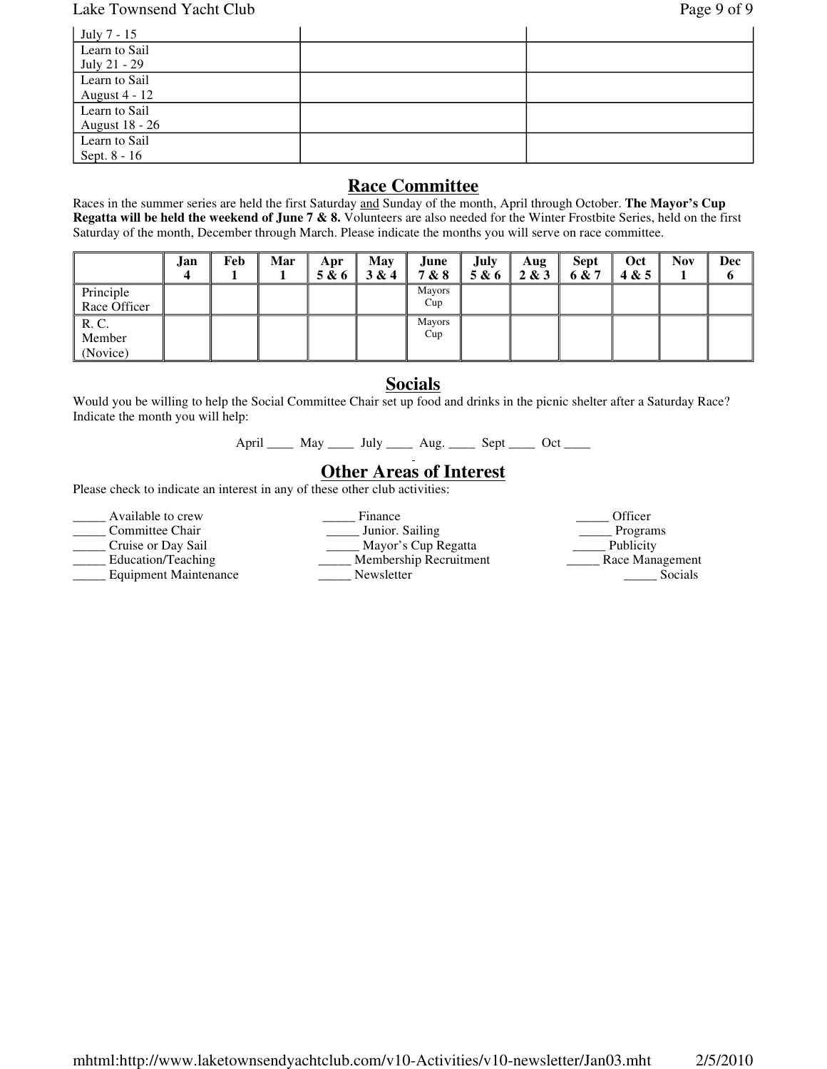| | | |
|---|---|---|
| July 7 - 15 | | |
| Learn to Sail July 21 - 29 | | |
| Learn to Sail August 4 - 12 | | |
| Learn to Sail August 18 - 26 | | |
| Learn to Sail Sept. 8 - 16 | | |

## Race Committee

Races in the summer series are held the first Saturday and Sunday of the month, April through October. **The Mayor's Cup Regatta will be held the weekend of June 7 & 8.** Volunteers are also needed for the Winter Frostbite Series, held on the first Saturday of the month, December through March. Please indicate the months you will serve on race committee.

| | Jan 4 | Feb 1 | Mar 1 | Apr 5 & 6 | May 3 & 4 | June 7 & 8 | July 5 & 6 | Aug 2 & 3 | Sept 6 & 7 | Oct 4 & 5 | Nov 1 | Dec 6 |
|---|---|---|---|---|---|---|---|---|---|---|---|---|
| Principle Race Officer | | | | | | Mayors Cup | | | | | | |
| R. C. Member (Novice) | | | | | | Mayors Cup | | | | | | |

## Socials

Would you be willing to help the Social Committee Chair set up food and drinks in the picnic shelter after a Saturday Race? Indicate the month you will help:

April ____ May ____ July ____ Aug. ____ Sept ____ Oct ____

## Other Areas of Interest

Please check to indicate an interest in any of these other club activities:

_____ Available to crew
_____ Committee Chair
_____ Cruise or Day Sail
_____ Education/Teaching
_____ Equipment Maintenance
_____ Finance
_____ Junior. Sailing
_____ Mayor's Cup Regatta
_____ Membership Recruitment
_____ Newsletter
_____ Officer
_____ Programs
_____ Publicity
_____ Race Management
_____ Socials